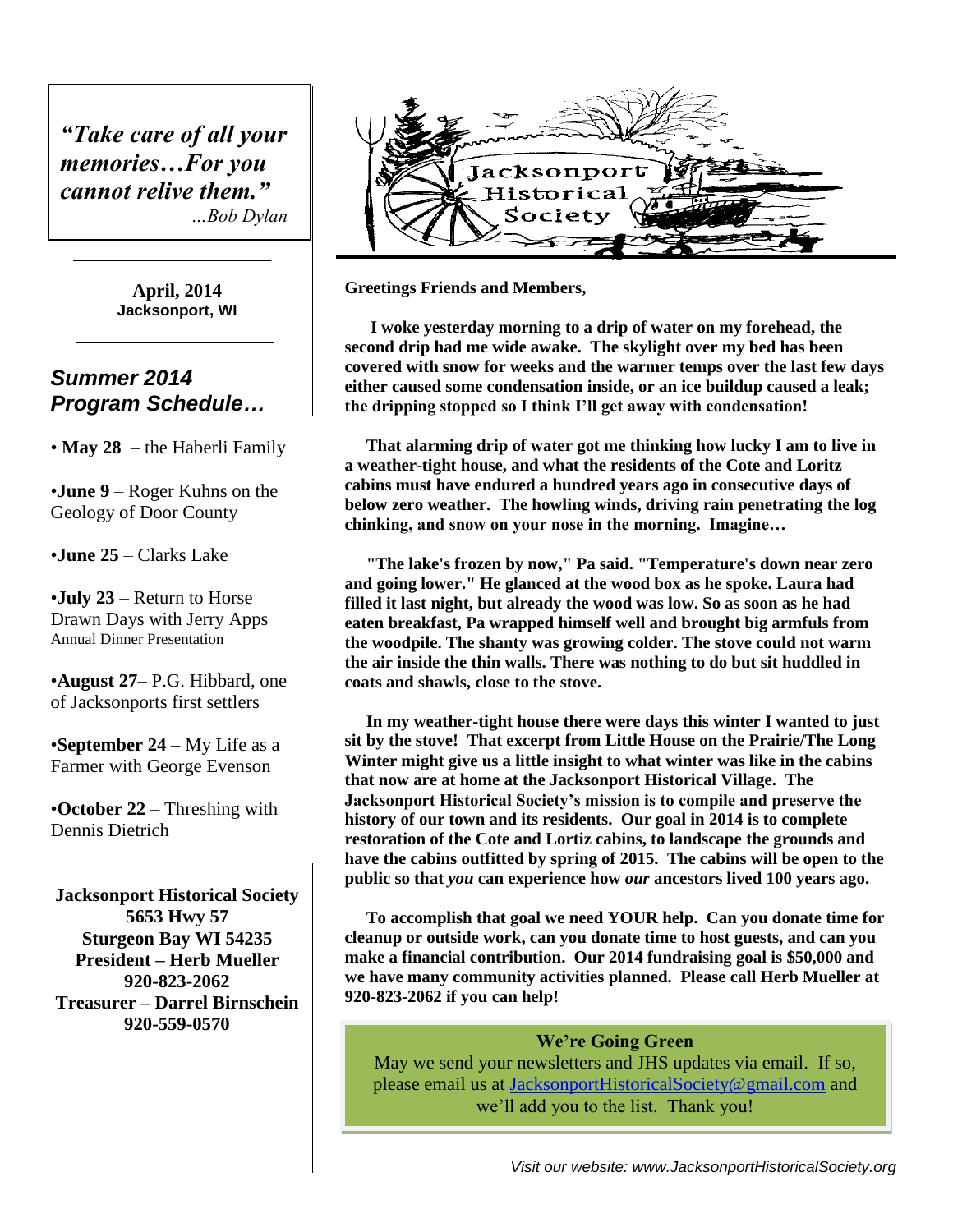*"Take care of all your memories…For you cannot relive them."*
*…Bob Dylan*

**April, 2014**
**Jacksonport, WI**

## *Summer 2014 Program Schedule…*

- **May 28** – the Haberli Family
- **June 9** – Roger Kuhns on the Geology of Door County
- **June 25** – Clarks Lake
- **July 23** – Return to Horse Drawn Days with Jerry Apps
  Annual Dinner Presentation
- **August 27**– P.G. Hibbard, one of Jacksonports first settlers
- **September 24** – My Life as a Farmer with George Evenson
- **October 22** – Threshing with Dennis Dietrich

**Jacksonport Historical Society**
**5653 Hwy 57**
**Sturgeon Bay WI 54235**
**President – Herb Mueller**
**920-823-2062**
**Treasurer – Darrel Birnschein**
**920-559-0570**

# Jacksonport Historical Society

**Greetings Friends and Members,**

**I woke yesterday morning to a drip of water on my forehead, the second drip had me wide awake. The skylight over my bed has been covered with snow for weeks and the warmer temps over the last few days either caused some condensation inside, or an ice buildup caused a leak; the dripping stopped so I think I'll get away with condensation!**

**That alarming drip of water got me thinking how lucky I am to live in a weather-tight house, and what the residents of the Cote and Loritz cabins must have endured a hundred years ago in consecutive days of below zero weather. The howling winds, driving rain penetrating the log chinking, and snow on your nose in the morning. Imagine…**

**"The lake's frozen by now," Pa said. "Temperature's down near zero and going lower." He glanced at the wood box as he spoke. Laura had filled it last night, but already the wood was low. So as soon as he had eaten breakfast, Pa wrapped himself well and brought big armfuls from the woodpile. The shanty was growing colder. The stove could not warm the air inside the thin walls. There was nothing to do but sit huddled in coats and shawls, close to the stove.**

**In my weather-tight house there were days this winter I wanted to just sit by the stove! That excerpt from Little House on the Prairie/The Long Winter might give us a little insight to what winter was like in the cabins that now are at home at the Jacksonport Historical Village. The Jacksonport Historical Society's mission is to compile and preserve the history of our town and its residents. Our goal in 2014 is to complete restoration of the Cote and Lortiz cabins, to landscape the grounds and have the cabins outfitted by spring of 2015. The cabins will be open to the public so that *you* can experience how *our* ancestors lived 100 years ago.**

**To accomplish that goal we need YOUR help. Can you donate time for cleanup or outside work, can you donate time to host guests, and can you make a financial contribution. Our 2014 fundraising goal is $50,000 and we have many community activities planned. Please call Herb Mueller at 920-823-2062 if you can help!**

**We're Going Green**

May we send your newsletters and JHS updates via email. If so, please email us at JacksonportHistoricalSociety@gmail.com and we'll add you to the list. Thank you!

*Visit our website: www.JacksonportHistoricalSociety.org*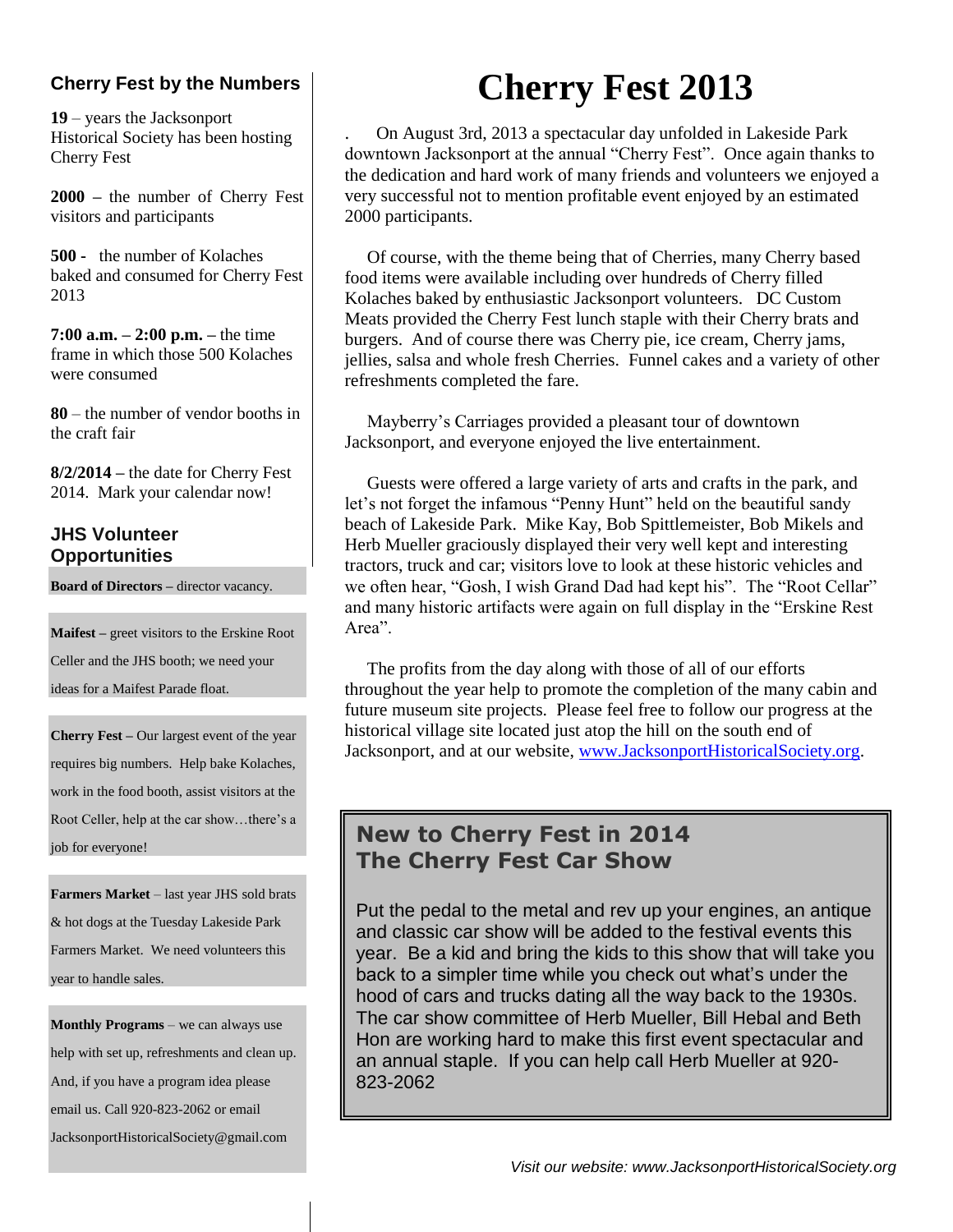# Cherry Fest 2013

. On August 3rd, 2013 a spectacular day unfolded in Lakeside Park downtown Jacksonport at the annual "Cherry Fest". Once again thanks to the dedication and hard work of many friends and volunteers we enjoyed a very successful not to mention profitable event enjoyed by an estimated 2000 participants.

Of course, with the theme being that of Cherries, many Cherry based food items were available including over hundreds of Cherry filled Kolaches baked by enthusiastic Jacksonport volunteers. DC Custom Meats provided the Cherry Fest lunch staple with their Cherry brats and burgers. And of course there was Cherry pie, ice cream, Cherry jams, jellies, salsa and whole fresh Cherries. Funnel cakes and a variety of other refreshments completed the fare.

Mayberry's Carriages provided a pleasant tour of downtown Jacksonport, and everyone enjoyed the live entertainment.

Guests were offered a large variety of arts and crafts in the park, and let's not forget the infamous "Penny Hunt" held on the beautiful sandy beach of Lakeside Park. Mike Kay, Bob Spittlemeister, Bob Mikels and Herb Mueller graciously displayed their very well kept and interesting tractors, truck and car; visitors love to look at these historic vehicles and we often hear, "Gosh, I wish Grand Dad had kept his". The "Root Cellar" and many historic artifacts were again on full display in the "Erskine Rest Area".

The profits from the day along with those of all of our efforts throughout the year help to promote the completion of the many cabin and future museum site projects. Please feel free to follow our progress at the historical village site located just atop the hill on the south end of Jacksonport, and at our website, www.JacksonportHistoricalSociety.org.

## New to Cherry Fest in 2014
## The Cherry Fest Car Show

Put the pedal to the metal and rev up your engines, an antique and classic car show will be added to the festival events this year. Be a kid and bring the kids to this show that will take you back to a simpler time while you check out what's under the hood of cars and trucks dating all the way back to the 1930s. The car show committee of Herb Mueller, Bill Hebal and Beth Hon are working hard to make this first event spectacular and an annual staple. If you can help call Herb Mueller at 920-823-2062

### Cherry Fest by the Numbers

**19** – years the Jacksonport Historical Society has been hosting Cherry Fest

**2000** – the number of Cherry Fest visitors and participants

**500** - the number of Kolaches baked and consumed for Cherry Fest 2013

**7:00 a.m. – 2:00 p.m.** – the time frame in which those 500 Kolaches were consumed

**80** – the number of vendor booths in the craft fair

**8/2/2014** – the date for Cherry Fest 2014. Mark your calendar now!

### JHS Volunteer Opportunities

**Board of Directors** – director vacancy.

**Maifest** – greet visitors to the Erskine Root Celler and the JHS booth; we need your ideas for a Maifest Parade float.

**Cherry Fest** – Our largest event of the year requires big numbers. Help bake Kolaches, work in the food booth, assist visitors at the Root Celler, help at the car show…there's a job for everyone!

**Farmers Market** – last year JHS sold brats & hot dogs at the Tuesday Lakeside Park Farmers Market. We need volunteers this year to handle sales.

**Monthly Programs** – we can always use help with set up, refreshments and clean up. And, if you have a program idea please email us. Call 920-823-2062 or email JacksonportHistoricalSociety@gmail.com

*Visit our website: www.JacksonportHistoricalSociety.org*